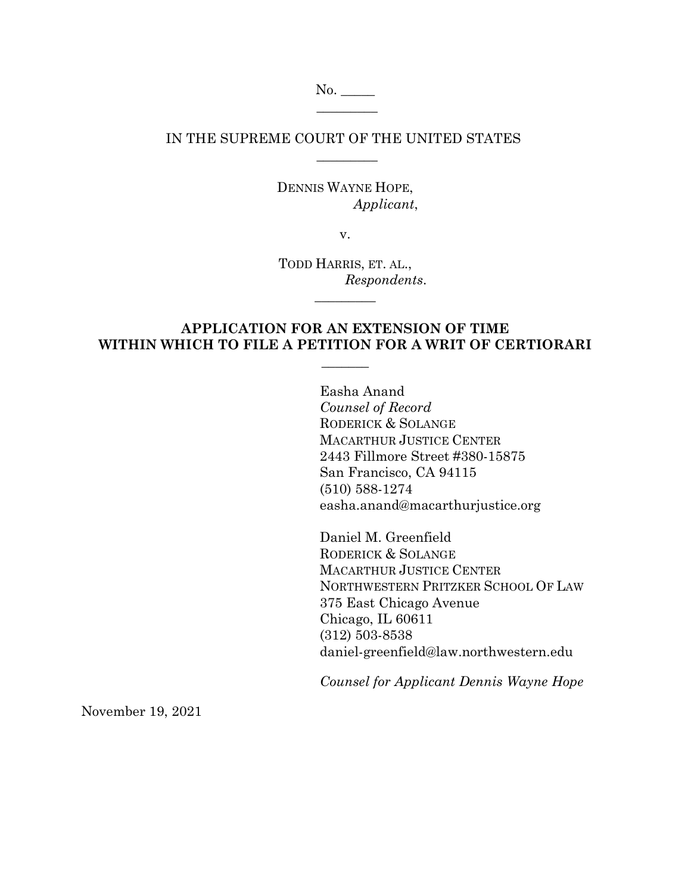No. _____

---

IN THE SUPREME COURT OF THE UNITED STATES

---

DENNIS WAYNE HOPE,
*Applicant*,

v.

TODD HARRIS, ET. AL.,
*Respondents*.

---

**APPLICATION FOR AN EXTENSION OF TIME WITHIN WHICH TO FILE A PETITION FOR A WRIT OF CERTIORARI**

---

Easha Anand
*Counsel of Record*
RODERICK & SOLANGE
MACARTHUR JUSTICE CENTER
2443 Fillmore Street #380-15875
San Francisco, CA 94115
(510) 588-1274
easha.anand@macarthurjustice.org

Daniel M. Greenfield
RODERICK & SOLANGE
MACARTHUR JUSTICE CENTER
NORTHWESTERN PRITZKER SCHOOL OF LAW
375 East Chicago Avenue
Chicago, IL 60611
(312) 503-8538
daniel-greenfield@law.northwestern.edu

*Counsel for Applicant Dennis Wayne Hope*

November 19, 2021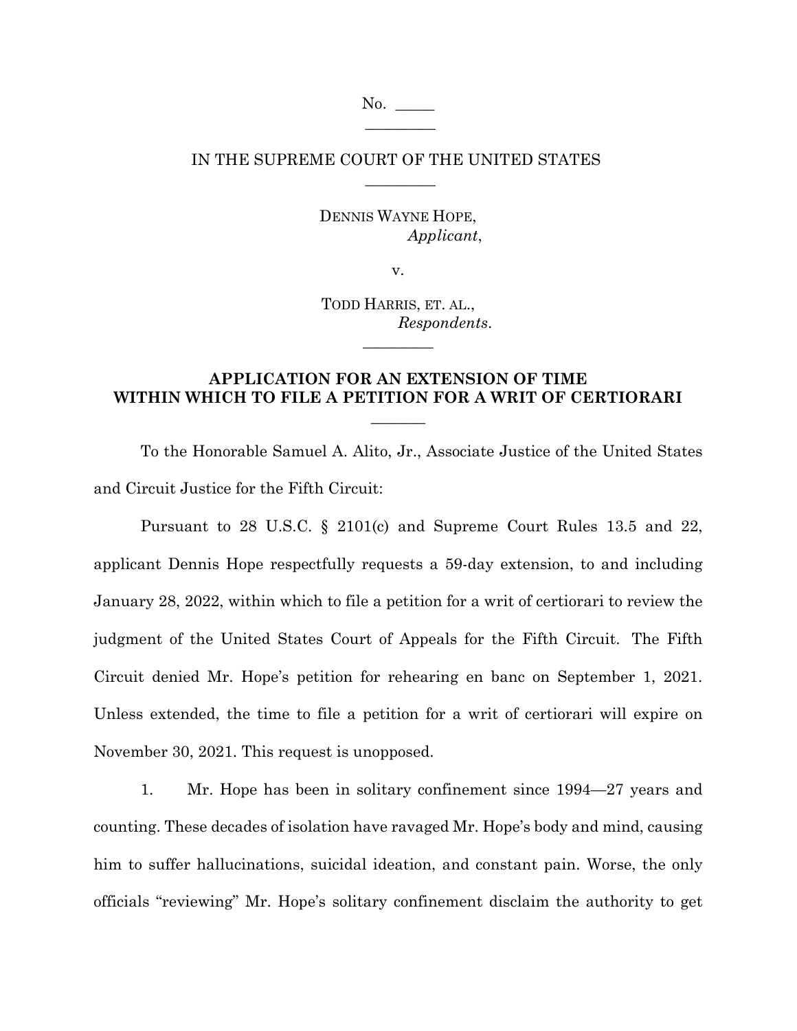No. \_\_\_\_\_

IN THE SUPREME COURT OF THE UNITED STATES

DENNIS WAYNE HOPE,
*Applicant*,

v.

TODD HARRIS, ET. AL.,
*Respondents*.

## APPLICATION FOR AN EXTENSION OF TIME WITHIN WHICH TO FILE A PETITION FOR A WRIT OF CERTIORARI

To the Honorable Samuel A. Alito, Jr., Associate Justice of the United States and Circuit Justice for the Fifth Circuit:

Pursuant to 28 U.S.C. § 2101(c) and Supreme Court Rules 13.5 and 22, applicant Dennis Hope respectfully requests a 59-day extension, to and including January 28, 2022, within which to file a petition for a writ of certiorari to review the judgment of the United States Court of Appeals for the Fifth Circuit. The Fifth Circuit denied Mr. Hope's petition for rehearing en banc on September 1, 2021. Unless extended, the time to file a petition for a writ of certiorari will expire on November 30, 2021. This request is unopposed.

1. Mr. Hope has been in solitary confinement since 1994—27 years and counting. These decades of isolation have ravaged Mr. Hope's body and mind, causing him to suffer hallucinations, suicidal ideation, and constant pain. Worse, the only officials "reviewing" Mr. Hope's solitary confinement disclaim the authority to get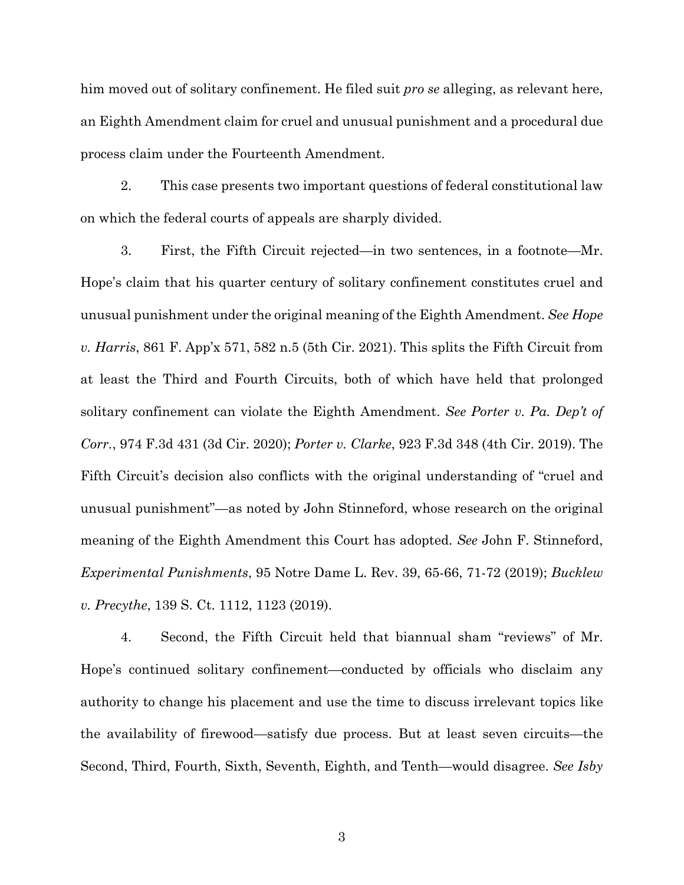him moved out of solitary confinement. He filed suit *pro se* alleging, as relevant here, an Eighth Amendment claim for cruel and unusual punishment and a procedural due process claim under the Fourteenth Amendment.

2. This case presents two important questions of federal constitutional law on which the federal courts of appeals are sharply divided.

3. First, the Fifth Circuit rejected—in two sentences, in a footnote—Mr. Hope's claim that his quarter century of solitary confinement constitutes cruel and unusual punishment under the original meaning of the Eighth Amendment. *See Hope v. Harris*, 861 F. App'x 571, 582 n.5 (5th Cir. 2021). This splits the Fifth Circuit from at least the Third and Fourth Circuits, both of which have held that prolonged solitary confinement can violate the Eighth Amendment. *See Porter v. Pa. Dep't of Corr.*, 974 F.3d 431 (3d Cir. 2020); *Porter v. Clarke*, 923 F.3d 348 (4th Cir. 2019). The Fifth Circuit's decision also conflicts with the original understanding of "cruel and unusual punishment"—as noted by John Stinneford, whose research on the original meaning of the Eighth Amendment this Court has adopted. *See* John F. Stinneford, *Experimental Punishments*, 95 Notre Dame L. Rev. 39, 65-66, 71-72 (2019); *Bucklew v. Precythe*, 139 S. Ct. 1112, 1123 (2019).

4. Second, the Fifth Circuit held that biannual sham "reviews" of Mr. Hope's continued solitary confinement—conducted by officials who disclaim any authority to change his placement and use the time to discuss irrelevant topics like the availability of firewood—satisfy due process. But at least seven circuits—the Second, Third, Fourth, Sixth, Seventh, Eighth, and Tenth—would disagree. *See Isby*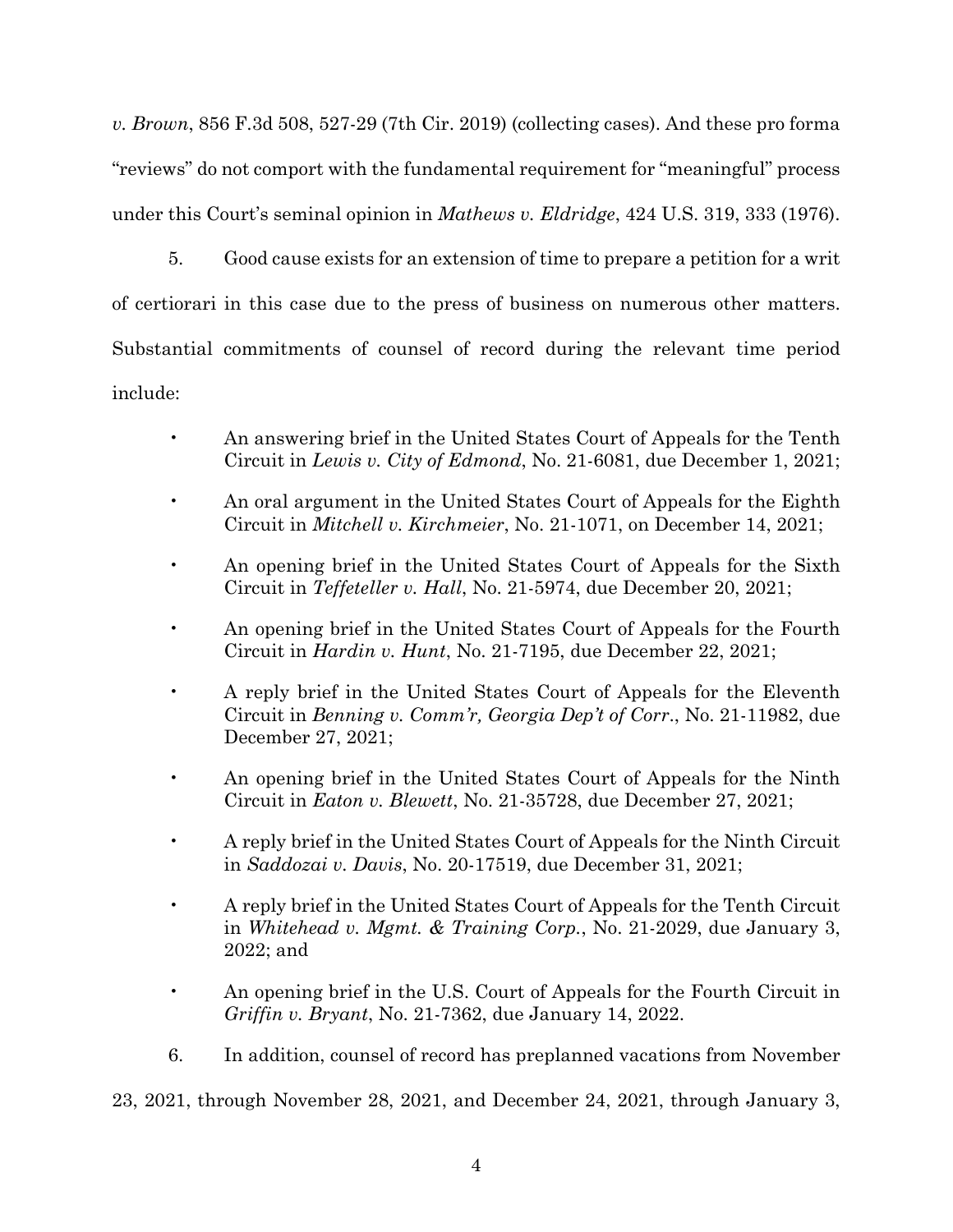*v. Brown*, 856 F.3d 508, 527-29 (7th Cir. 2019) (collecting cases). And these pro forma "reviews" do not comport with the fundamental requirement for "meaningful" process under this Court's seminal opinion in *Mathews v. Eldridge*, 424 U.S. 319, 333 (1976).

5. Good cause exists for an extension of time to prepare a petition for a writ of certiorari in this case due to the press of business on numerous other matters. Substantial commitments of counsel of record during the relevant time period include:

- An answering brief in the United States Court of Appeals for the Tenth Circuit in *Lewis v. City of Edmond*, No. 21-6081, due December 1, 2021;
- An oral argument in the United States Court of Appeals for the Eighth Circuit in *Mitchell v. Kirchmeier*, No. 21-1071, on December 14, 2021;
- An opening brief in the United States Court of Appeals for the Sixth Circuit in *Teffeteller v. Hall*, No. 21-5974, due December 20, 2021;
- An opening brief in the United States Court of Appeals for the Fourth Circuit in *Hardin v. Hunt*, No. 21-7195, due December 22, 2021;
- A reply brief in the United States Court of Appeals for the Eleventh Circuit in *Benning v. Comm'r, Georgia Dep't of Corr.*, No. 21-11982, due December 27, 2021;
- An opening brief in the United States Court of Appeals for the Ninth Circuit in *Eaton v. Blewett*, No. 21-35728, due December 27, 2021;
- A reply brief in the United States Court of Appeals for the Ninth Circuit in *Saddozai v. Davis*, No. 20-17519, due December 31, 2021;
- A reply brief in the United States Court of Appeals for the Tenth Circuit in *Whitehead v. Mgmt. & Training Corp.*, No. 21-2029, due January 3, 2022; and
- An opening brief in the U.S. Court of Appeals for the Fourth Circuit in *Griffin v. Bryant*, No. 21-7362, due January 14, 2022.

6. In addition, counsel of record has preplanned vacations from November 23, 2021, through November 28, 2021, and December 24, 2021, through January 3,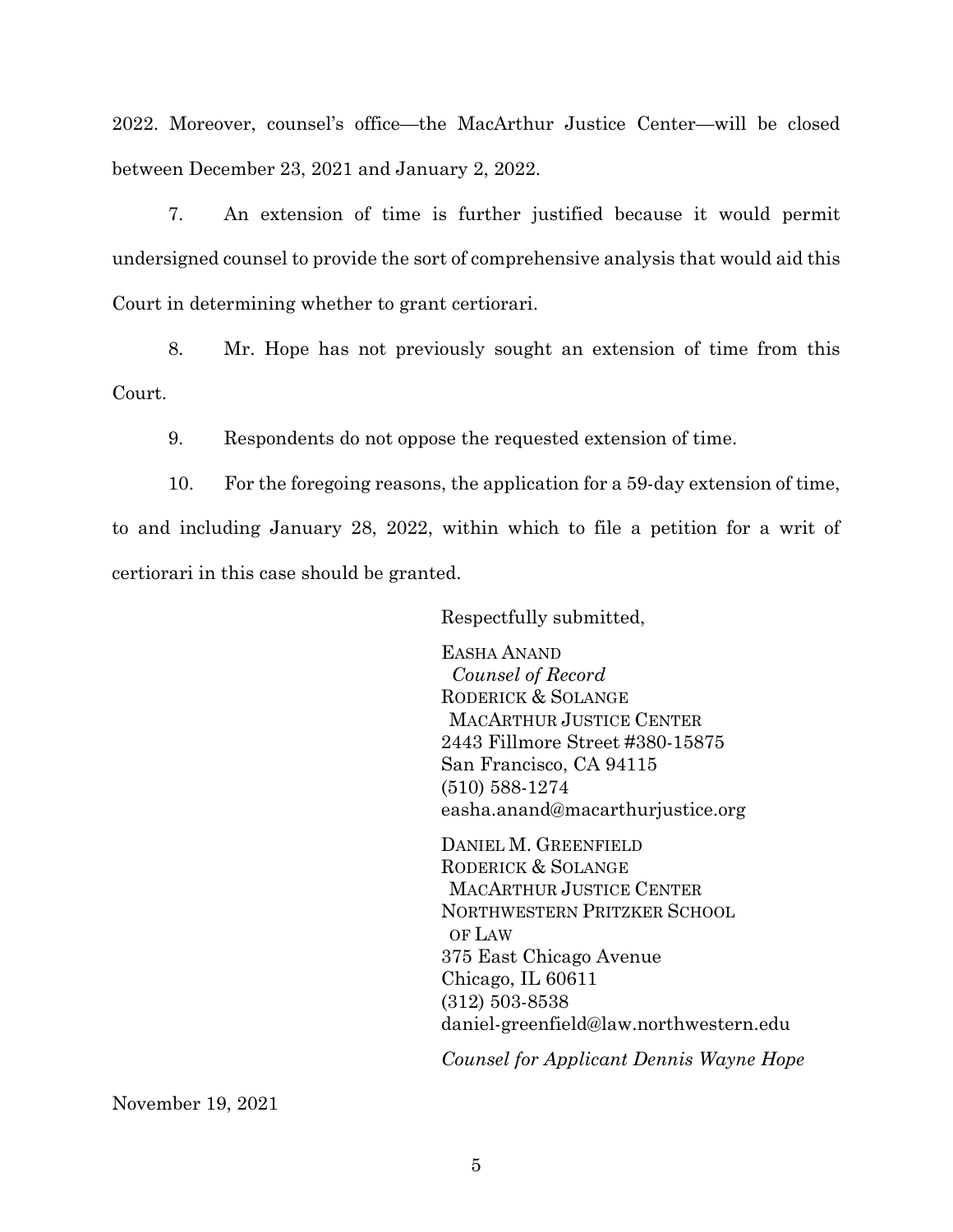2022. Moreover, counsel's office—the MacArthur Justice Center—will be closed between December 23, 2021 and January 2, 2022.

7. An extension of time is further justified because it would permit undersigned counsel to provide the sort of comprehensive analysis that would aid this Court in determining whether to grant certiorari.

8. Mr. Hope has not previously sought an extension of time from this Court.

9. Respondents do not oppose the requested extension of time.

10. For the foregoing reasons, the application for a 59-day extension of time, to and including January 28, 2022, within which to file a petition for a writ of certiorari in this case should be granted.

Respectfully submitted,

EASHA ANAND
*Counsel of Record*
RODERICK & SOLANGE
MACARTHUR JUSTICE CENTER
2443 Fillmore Street #380-15875
San Francisco, CA 94115
(510) 588-1274
easha.anand@macarthurjustice.org

DANIEL M. GREENFIELD
RODERICK & SOLANGE
MACARTHUR JUSTICE CENTER
NORTHWESTERN PRITZKER SCHOOL
OF LAW
375 East Chicago Avenue
Chicago, IL 60611
(312) 503-8538
daniel-greenfield@law.northwestern.edu

*Counsel for Applicant Dennis Wayne Hope*

November 19, 2021